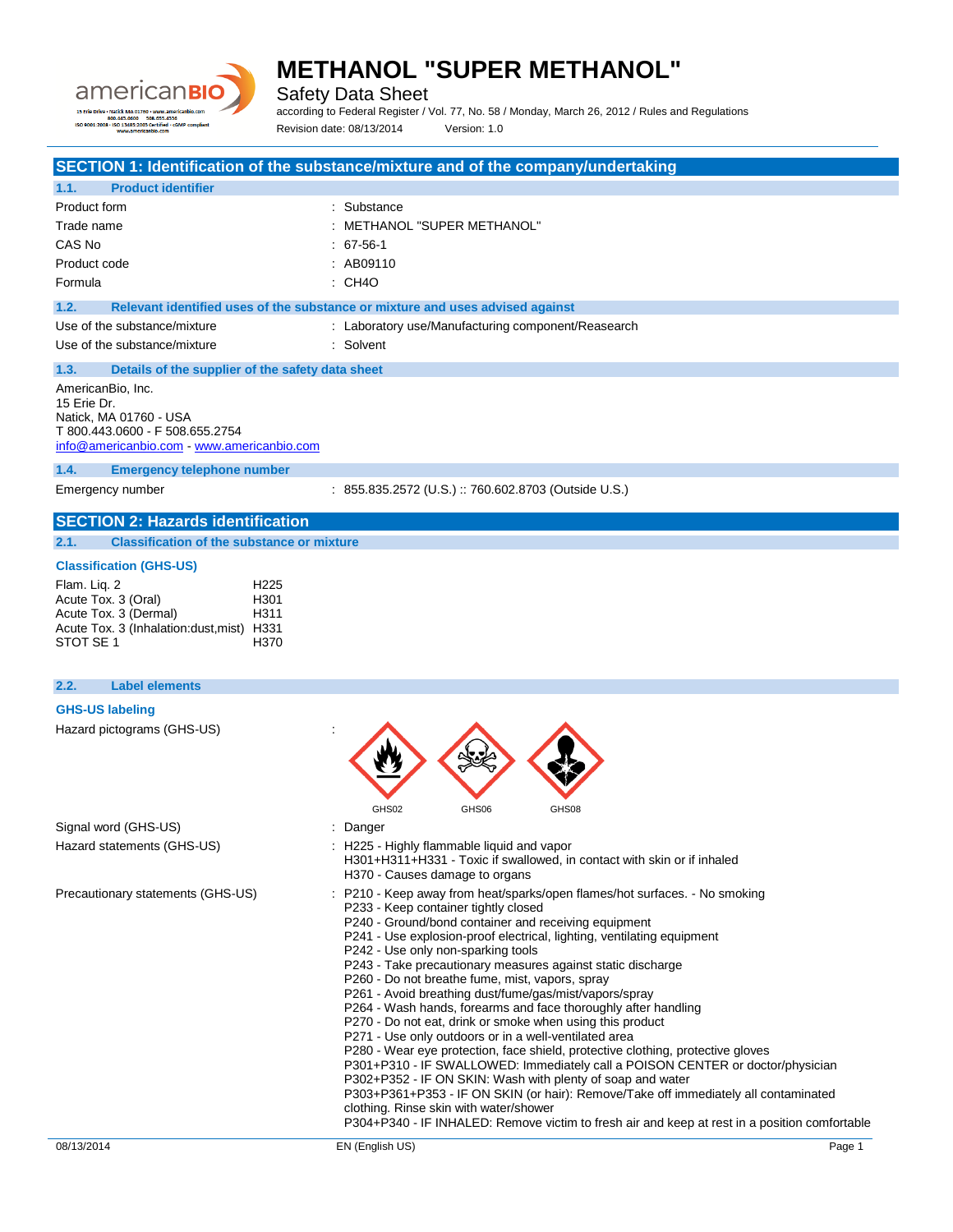# METHANOL "SUPER METHANOL"

Safety Data Sheet

according to Federal Register / Vol. 77, No. 58 / Monday, March 26, 2012 / Rules and Regulations

Revision date: 08/13/2014 Version: 1.0

## SECTION 1: Identification of the substance/mixture and of the company/undertaking

### 1.1. Product identifier

| | |
|---|---|
| Product form | : Substance |
| Trade name | : METHANOL "SUPER METHANOL" |
| CAS No | : 67-56-1 |
| Product code | : AB09110 |
| Formula | : CH4O |

### 1.2. Relevant identified uses of the substance or mixture and uses advised against

| | |
|---|---|
| Use of the substance/mixture | : Laboratory use/Manufacturing component/Reasearch |
| Use of the substance/mixture | : Solvent |

### 1.3. Details of the supplier of the safety data sheet

AmericanBio, Inc.
15 Erie Dr.
Natick, MA 01760 - USA
T 800.443.0600 - F 508.655.2754
info@americanbio.com - www.americanbio.com

### 1.4. Emergency telephone number

| | |
|---|---|
| Emergency number | : 855.835.2572 (U.S.) :: 760.602.8703 (Outside U.S.) |

## SECTION 2: Hazards identification

### 2.1. Classification of the substance or mixture

**Classification (GHS-US)**

| | |
|---|---|
| Flam. Liq. 2 | H225 |
| Acute Tox. 3 (Oral) | H301 |
| Acute Tox. 3 (Dermal) | H311 |
| Acute Tox. 3 (Inhalation:dust,mist) | H331 |
| STOT SE 1 | H370 |

### 2.2. Label elements

**GHS-US labeling**

Hazard pictograms (GHS-US) :

GHS02 GHS06 GHS08

Signal word (GHS-US) : Danger

Hazard statements (GHS-US) :
- H225 - Highly flammable liquid and vapor
- H301+H311+H331 - Toxic if swallowed, in contact with skin or if inhaled
- H370 - Causes damage to organs

Precautionary statements (GHS-US) :
- P210 - Keep away from heat/sparks/open flames/hot surfaces. - No smoking
- P233 - Keep container tightly closed
- P240 - Ground/bond container and receiving equipment
- P241 - Use explosion-proof electrical, lighting, ventilating equipment
- P242 - Use only non-sparking tools
- P243 - Take precautionary measures against static discharge
- P260 - Do not breathe fume, mist, vapors, spray
- P261 - Avoid breathing dust/fume/gas/mist/vapors/spray
- P264 - Wash hands, forearms and face thoroughly after handling
- P270 - Do not eat, drink or smoke when using this product
- P271 - Use only outdoors or in a well-ventilated area
- P280 - Wear eye protection, face shield, protective clothing, protective gloves
- P301+P310 - IF SWALLOWED: Immediately call a POISON CENTER or doctor/physician
- P302+P352 - IF ON SKIN: Wash with plenty of soap and water
- P303+P361+P353 - IF ON SKIN (or hair): Remove/Take off immediately all contaminated clothing. Rinse skin with water/shower
- P304+P340 - IF INHALED: Remove victim to fresh air and keep at rest in a position comfortable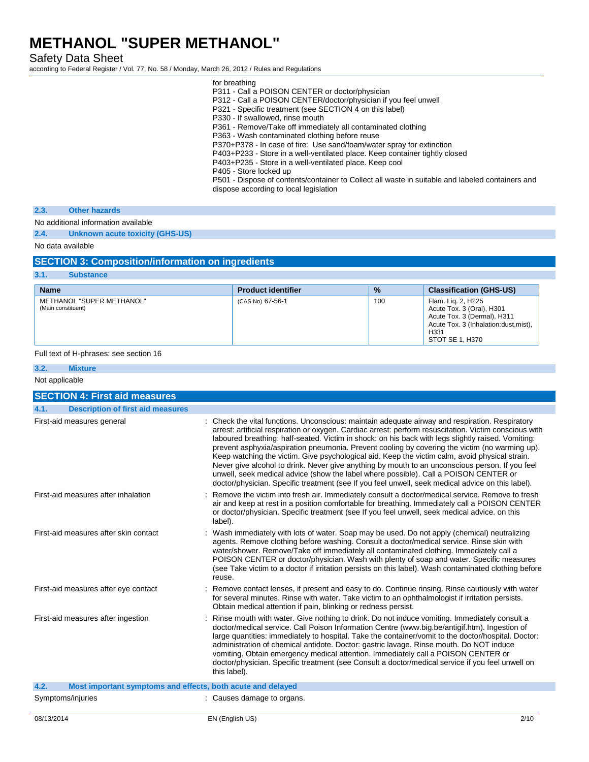for breathing
P311 - Call a POISON CENTER or doctor/physician
P312 - Call a POISON CENTER/doctor/physician if you feel unwell
P321 - Specific treatment (see SECTION 4 on this label)
P330 - If swallowed, rinse mouth
P361 - Remove/Take off immediately all contaminated clothing
P363 - Wash contaminated clothing before reuse
P370+P378 - In case of fire: Use sand/foam/water spray for extinction
P403+P233 - Store in a well-ventilated place. Keep container tightly closed
P403+P235 - Store in a well-ventilated place. Keep cool
P405 - Store locked up
P501 - Dispose of contents/container to Collect all waste in suitable and labeled containers and dispose according to local legislation

### 2.3. Other hazards

No additional information available

### 2.4. Unknown acute toxicity (GHS-US)

No data available

## SECTION 3: Composition/information on ingredients

### 3.1. Substance

| Name | Product identifier | % | Classification (GHS-US) |
|---|---|---|---|
| METHANOL "SUPER METHANOL" (Main constituent) | (CAS No) 67-56-1 | 100 | Flam. Liq. 2, H225<br>Acute Tox. 3 (Oral), H301<br>Acute Tox. 3 (Dermal), H311<br>Acute Tox. 3 (Inhalation:dust,mist), H331<br>STOT SE 1, H370 |

Full text of H-phrases: see section 16

### 3.2. Mixture

Not applicable

## SECTION 4: First aid measures

### 4.1. Description of first aid measures

First-aid measures general : Check the vital functions. Unconscious: maintain adequate airway and respiration. Respiratory arrest: artificial respiration or oxygen. Cardiac arrest: perform resuscitation. Victim conscious with laboured breathing: half-seated. Victim in shock: on his back with legs slightly raised. Vomiting: prevent asphyxia/aspiration pneumonia. Prevent cooling by covering the victim (no warming up). Keep watching the victim. Give psychological aid. Keep the victim calm, avoid physical strain. Never give alcohol to drink. Never give anything by mouth to an unconscious person. If you feel unwell, seek medical advice (show the label where possible). Call a POISON CENTER or doctor/physician. Specific treatment (see If you feel unwell, seek medical advice on this label).

First-aid measures after inhalation : Remove the victim into fresh air. Immediately consult a doctor/medical service. Remove to fresh air and keep at rest in a position comfortable for breathing. Immediately call a POISON CENTER or doctor/physician. Specific treatment (see If you feel unwell, seek medical advice. on this label).

First-aid measures after skin contact : Wash immediately with lots of water. Soap may be used. Do not apply (chemical) neutralizing agents. Remove clothing before washing. Consult a doctor/medical service. Rinse skin with water/shower. Remove/Take off immediately all contaminated clothing. Immediately call a POISON CENTER or doctor/physician. Wash with plenty of soap and water. Specific measures (see Take victim to a doctor if irritation persists on this label). Wash contaminated clothing before reuse.

First-aid measures after eye contact : Remove contact lenses, if present and easy to do. Continue rinsing. Rinse cautiously with water for several minutes. Rinse with water. Take victim to an ophthalmologist if irritation persists. Obtain medical attention if pain, blinking or redness persist.

First-aid measures after ingestion : Rinse mouth with water. Give nothing to drink. Do not induce vomiting. Immediately consult a doctor/medical service. Call Poison Information Centre (www.big.be/antigif.htm). Ingestion of large quantities: immediately to hospital. Take the container/vomit to the doctor/hospital. Doctor: administration of chemical antidote. Doctor: gastric lavage. Rinse mouth. Do NOT induce vomiting. Obtain emergency medical attention. Immediately call a POISON CENTER or doctor/physician. Specific treatment (see Consult a doctor/medical service if you feel unwell on this label).

### 4.2. Most important symptoms and effects, both acute and delayed

Symptoms/injuries : Causes damage to organs.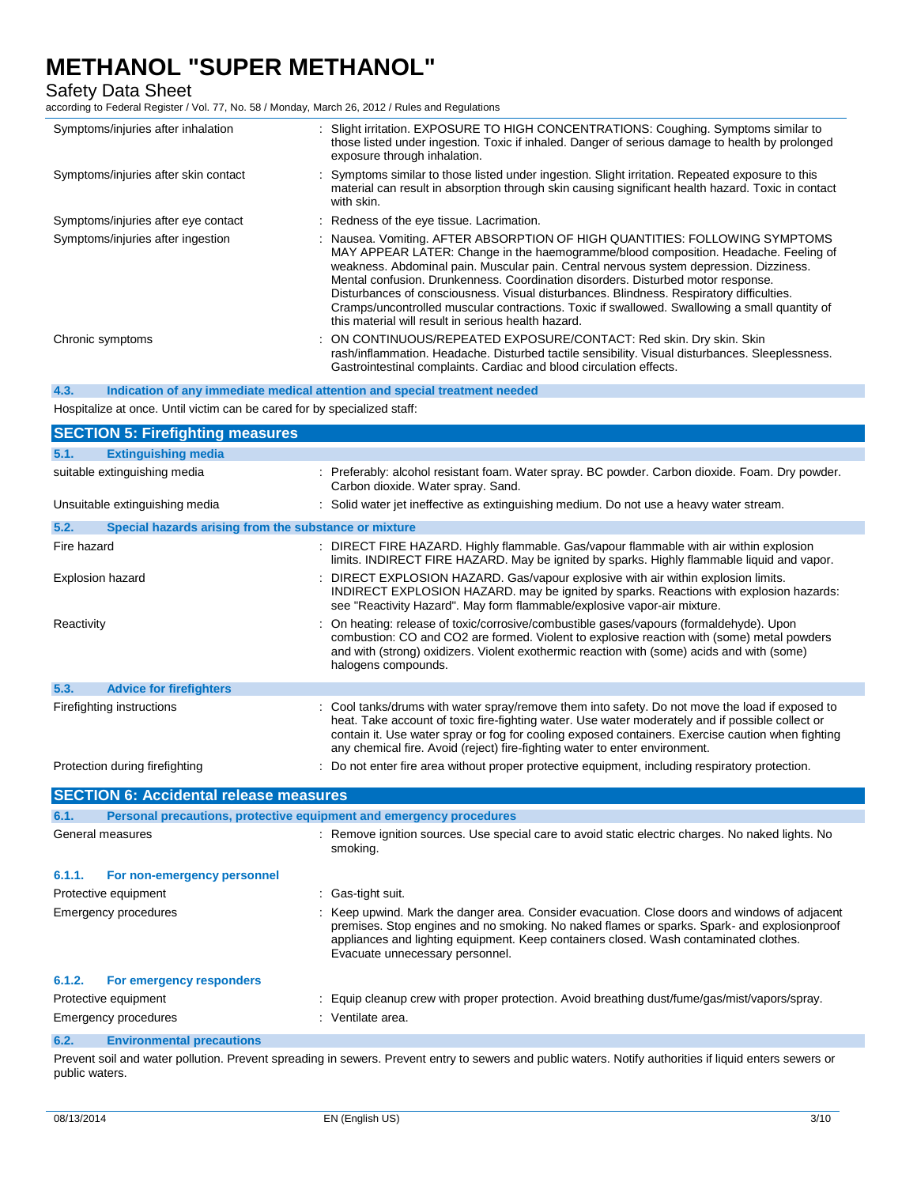| | |
|---|---|
| Symptoms/injuries after inhalation | : Slight irritation. EXPOSURE TO HIGH CONCENTRATIONS: Coughing. Symptoms similar to those listed under ingestion. Toxic if inhaled. Danger of serious damage to health by prolonged exposure through inhalation. |
| Symptoms/injuries after skin contact | : Symptoms similar to those listed under ingestion. Slight irritation. Repeated exposure to this material can result in absorption through skin causing significant health hazard. Toxic in contact with skin. |
| Symptoms/injuries after eye contact | : Redness of the eye tissue. Lacrimation. |
| Symptoms/injuries after ingestion | : Nausea. Vomiting. AFTER ABSORPTION OF HIGH QUANTITIES: FOLLOWING SYMPTOMS MAY APPEAR LATER: Change in the haemogramme/blood composition. Headache. Feeling of weakness. Abdominal pain. Muscular pain. Central nervous system depression. Dizziness. Mental confusion. Drunkenness. Coordination disorders. Disturbed motor response. Disturbances of consciousness. Visual disturbances. Blindness. Respiratory difficulties. Cramps/uncontrolled muscular contractions. Toxic if swallowed. Swallowing a small quantity of this material will result in serious health hazard. |
| Chronic symptoms | : ON CONTINUOUS/REPEATED EXPOSURE/CONTACT: Red skin. Dry skin. Skin rash/inflammation. Headache. Disturbed tactile sensibility. Visual disturbances. Sleeplessness. Gastrointestinal complaints. Cardiac and blood circulation effects. |

### 4.3. Indication of any immediate medical attention and special treatment needed

Hospitalize at once. Until victim can be cared for by specialized staff:

## SECTION 5: Firefighting measures

### 5.1. Extinguishing media

| | |
|---|---|
| suitable extinguishing media | : Preferably: alcohol resistant foam. Water spray. BC powder. Carbon dioxide. Foam. Dry powder. Carbon dioxide. Water spray. Sand. |
| Unsuitable extinguishing media | : Solid water jet ineffective as extinguishing medium. Do not use a heavy water stream. |

### 5.2. Special hazards arising from the substance or mixture

| | |
|---|---|
| Fire hazard | : DIRECT FIRE HAZARD. Highly flammable. Gas/vapour flammable with air within explosion limits. INDIRECT FIRE HAZARD. May be ignited by sparks. Highly flammable liquid and vapor. |
| Explosion hazard | : DIRECT EXPLOSION HAZARD. Gas/vapour explosive with air within explosion limits. INDIRECT EXPLOSION HAZARD. may be ignited by sparks. Reactions with explosion hazards: see "Reactivity Hazard". May form flammable/explosive vapor-air mixture. |
| Reactivity | : On heating: release of toxic/corrosive/combustible gases/vapours (formaldehyde). Upon combustion: CO and CO2 are formed. Violent to explosive reaction with (some) metal powders and with (strong) oxidizers. Violent exothermic reaction with (some) acids and with (some) halogens compounds. |

### 5.3. Advice for firefighters

| | |
|---|---|
| Firefighting instructions | : Cool tanks/drums with water spray/remove them into safety. Do not move the load if exposed to heat. Take account of toxic fire-fighting water. Use water moderately and if possible collect or contain it. Use water spray or fog for cooling exposed containers. Exercise caution when fighting any chemical fire. Avoid (reject) fire-fighting water to enter environment. |
| Protection during firefighting | : Do not enter fire area without proper protective equipment, including respiratory protection. |

## SECTION 6: Accidental release measures

### 6.1. Personal precautions, protective equipment and emergency procedures

| | |
|---|---|
| General measures | : Remove ignition sources. Use special care to avoid static electric charges. No naked lights. No smoking. |

#### 6.1.1. For non-emergency personnel

| | |
|---|---|
| Protective equipment | : Gas-tight suit. |
| Emergency procedures | : Keep upwind. Mark the danger area. Consider evacuation. Close doors and windows of adjacent premises. Stop engines and no smoking. No naked flames or sparks. Spark- and explosionproof appliances and lighting equipment. Keep containers closed. Wash contaminated clothes. Evacuate unnecessary personnel. |

#### 6.1.2. For emergency responders

| | |
|---|---|
| Protective equipment | : Equip cleanup crew with proper protection. Avoid breathing dust/fume/gas/mist/vapors/spray. |
| Emergency procedures | : Ventilate area. |

### 6.2. Environmental precautions

Prevent soil and water pollution. Prevent spreading in sewers. Prevent entry to sewers and public waters. Notify authorities if liquid enters sewers or public waters.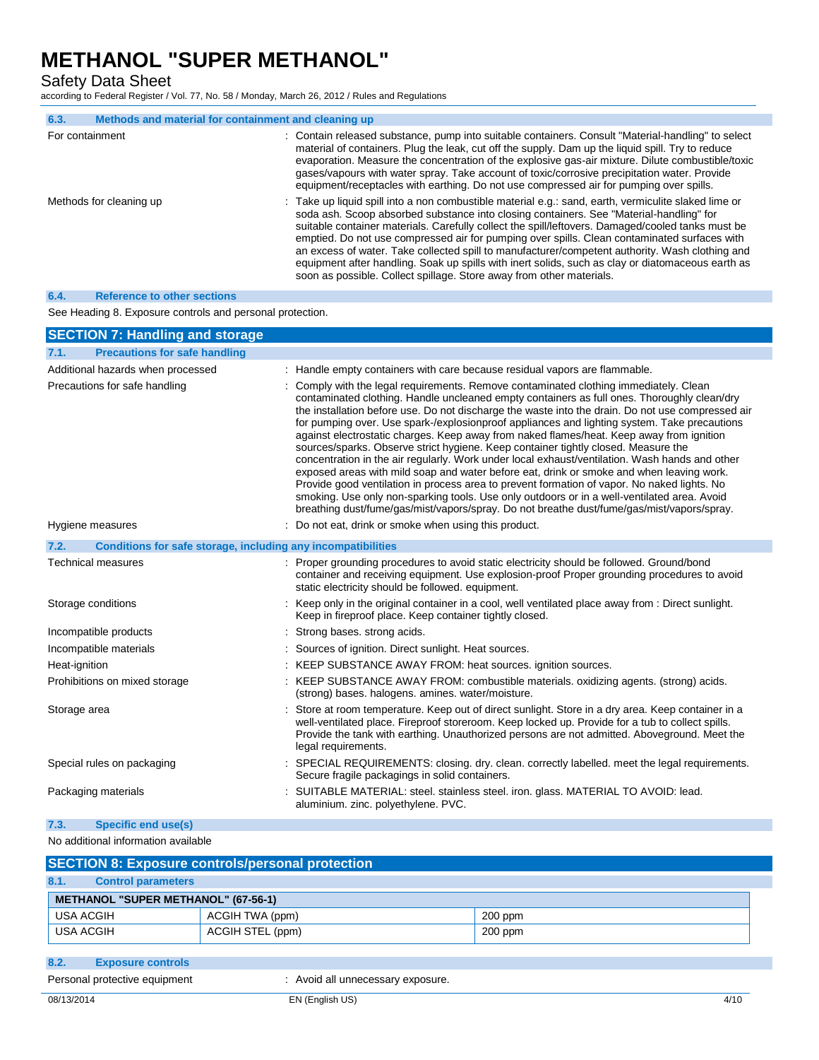### 6.3. Methods and material for containment and cleaning up

For containment : Contain released substance, pump into suitable containers. Consult "Material-handling" to select material of containers. Plug the leak, cut off the supply. Dam up the liquid spill. Try to reduce evaporation. Measure the concentration of the explosive gas-air mixture. Dilute combustible/toxic gases/vapours with water spray. Take account of toxic/corrosive precipitation water. Provide equipment/receptacles with earthing. Do not use compressed air for pumping over spills.

Methods for cleaning up : Take up liquid spill into a non combustible material e.g.: sand, earth, vermiculite slaked lime or soda ash. Scoop absorbed substance into closing containers. See "Material-handling" for suitable container materials. Carefully collect the spill/leftovers. Damaged/cooled tanks must be emptied. Do not use compressed air for pumping over spills. Clean contaminated surfaces with an excess of water. Take collected spill to manufacturer/competent authority. Wash clothing and equipment after handling. Soak up spills with inert solids, such as clay or diatomaceous earth as soon as possible. Collect spillage. Store away from other materials.

### 6.4. Reference to other sections

See Heading 8. Exposure controls and personal protection.

## SECTION 7: Handling and storage

### 7.1. Precautions for safe handling

Additional hazards when processed : Handle empty containers with care because residual vapors are flammable.

Precautions for safe handling : Comply with the legal requirements. Remove contaminated clothing immediately. Clean contaminated clothing. Handle uncleaned empty containers as full ones. Thoroughly clean/dry the installation before use. Do not discharge the waste into the drain. Do not use compressed air for pumping over. Use spark-/explosionproof appliances and lighting system. Take precautions against electrostatic charges. Keep away from naked flames/heat. Keep away from ignition sources/sparks. Observe strict hygiene. Keep container tightly closed. Measure the concentration in the air regularly. Work under local exhaust/ventilation. Wash hands and other exposed areas with mild soap and water before eat, drink or smoke and when leaving work. Provide good ventilation in process area to prevent formation of vapor. No naked lights. No smoking. Use only non-sparking tools. Use only outdoors or in a well-ventilated area. Avoid breathing dust/fume/gas/mist/vapors/spray. Do not breathe dust/fume/gas/mist/vapors/spray.

Hygiene measures : Do not eat, drink or smoke when using this product.

### 7.2. Conditions for safe storage, including any incompatibilities

Technical measures : Proper grounding procedures to avoid static electricity should be followed. Ground/bond container and receiving equipment. Use explosion-proof Proper grounding procedures to avoid static electricity should be followed. equipment.

Storage conditions : Keep only in the original container in a cool, well ventilated place away from : Direct sunlight. Keep in fireproof place. Keep container tightly closed.

Incompatible products : Strong bases. strong acids.

Incompatible materials : Sources of ignition. Direct sunlight. Heat sources.

Heat-ignition : KEEP SUBSTANCE AWAY FROM: heat sources. ignition sources.

Prohibitions on mixed storage : KEEP SUBSTANCE AWAY FROM: combustible materials. oxidizing agents. (strong) acids. (strong) bases. halogens. amines. water/moisture.

Storage area : Store at room temperature. Keep out of direct sunlight. Store in a dry area. Keep container in a well-ventilated place. Fireproof storeroom. Keep locked up. Provide for a tub to collect spills. Provide the tank with earthing. Unauthorized persons are not admitted. Aboveground. Meet the legal requirements.

Special rules on packaging : SPECIAL REQUIREMENTS: closing. dry. clean. correctly labelled. meet the legal requirements. Secure fragile packagings in solid containers.

Packaging materials : SUITABLE MATERIAL: steel. stainless steel. iron. glass. MATERIAL TO AVOID: lead. aluminium. zinc. polyethylene. PVC.

### 7.3. Specific end use(s)

No additional information available

## SECTION 8: Exposure controls/personal protection

### 8.1. Control parameters

| METHANOL "SUPER METHANOL" (67-56-1) | | |
|---|---|---|
| USA ACGIH | ACGIH TWA (ppm) | 200 ppm |
| USA ACGIH | ACGIH STEL (ppm) | 200 ppm |

### 8.2. Exposure controls

Personal protective equipment : Avoid all unnecessary exposure.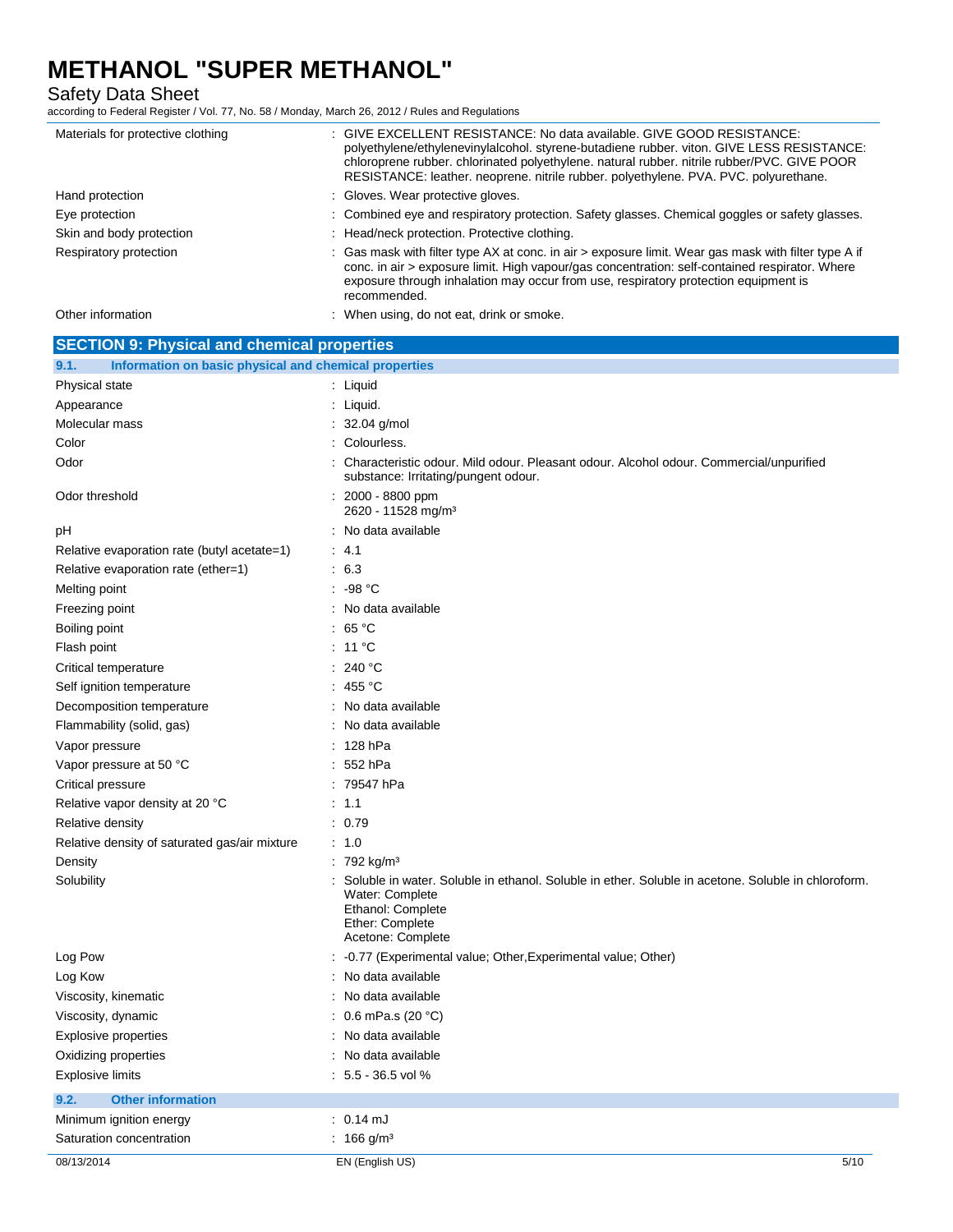| | |
|---|---|
| Materials for protective clothing | : GIVE EXCELLENT RESISTANCE: No data available. GIVE GOOD RESISTANCE: polyethylene/ethylenevinylalcohol. styrene-butadiene rubber. viton. GIVE LESS RESISTANCE: chloroprene rubber. chlorinated polyethylene. natural rubber. nitrile rubber/PVC. GIVE POOR RESISTANCE: leather. neoprene. nitrile rubber. polyethylene. PVA. PVC. polyurethane. |
| Hand protection | : Gloves. Wear protective gloves. |
| Eye protection | : Combined eye and respiratory protection. Safety glasses. Chemical goggles or safety glasses. |
| Skin and body protection | : Head/neck protection. Protective clothing. |
| Respiratory protection | : Gas mask with filter type AX at conc. in air > exposure limit. Wear gas mask with filter type A if conc. in air > exposure limit. High vapour/gas concentration: self-contained respirator. Where exposure through inhalation may occur from use, respiratory protection equipment is recommended. |
| Other information | : When using, do not eat, drink or smoke. |

## SECTION 9: Physical and chemical properties

### 9.1. Information on basic physical and chemical properties

| | |
|---|---|
| Physical state | : Liquid |
| Appearance | : Liquid. |
| Molecular mass | : 32.04 g/mol |
| Color | : Colourless. |
| Odor | : Characteristic odour. Mild odour. Pleasant odour. Alcohol odour. Commercial/unpurified substance: Irritating/pungent odour. |
| Odor threshold | : 2000 - 8800 ppm<br>2620 - 11528 mg/m³ |
| pH | : No data available |
| Relative evaporation rate (butyl acetate=1) | : 4.1 |
| Relative evaporation rate (ether=1) | : 6.3 |
| Melting point | : -98 °C |
| Freezing point | : No data available |
| Boiling point | : 65 °C |
| Flash point | : 11 °C |
| Critical temperature | : 240 °C |
| Self ignition temperature | : 455 °C |
| Decomposition temperature | : No data available |
| Flammability (solid, gas) | : No data available |
| Vapor pressure | : 128 hPa |
| Vapor pressure at 50 °C | : 552 hPa |
| Critical pressure | : 79547 hPa |
| Relative vapor density at 20 °C | : 1.1 |
| Relative density | : 0.79 |
| Relative density of saturated gas/air mixture | : 1.0 |
| Density | : 792 kg/m³ |
| Solubility | : Soluble in water. Soluble in ethanol. Soluble in ether. Soluble in acetone. Soluble in chloroform.<br>Water: Complete<br>Ethanol: Complete<br>Ether: Complete<br>Acetone: Complete |
| Log Pow | : -0.77 (Experimental value; Other,Experimental value; Other) |
| Log Kow | : No data available |
| Viscosity, kinematic | : No data available |
| Viscosity, dynamic | : 0.6 mPa.s (20 °C) |
| Explosive properties | : No data available |
| Oxidizing properties | : No data available |
| Explosive limits | : 5.5 - 36.5 vol % |

### 9.2. Other information

| | |
|---|---|
| Minimum ignition energy | : 0.14 mJ |
| Saturation concentration | : 166 g/m³ |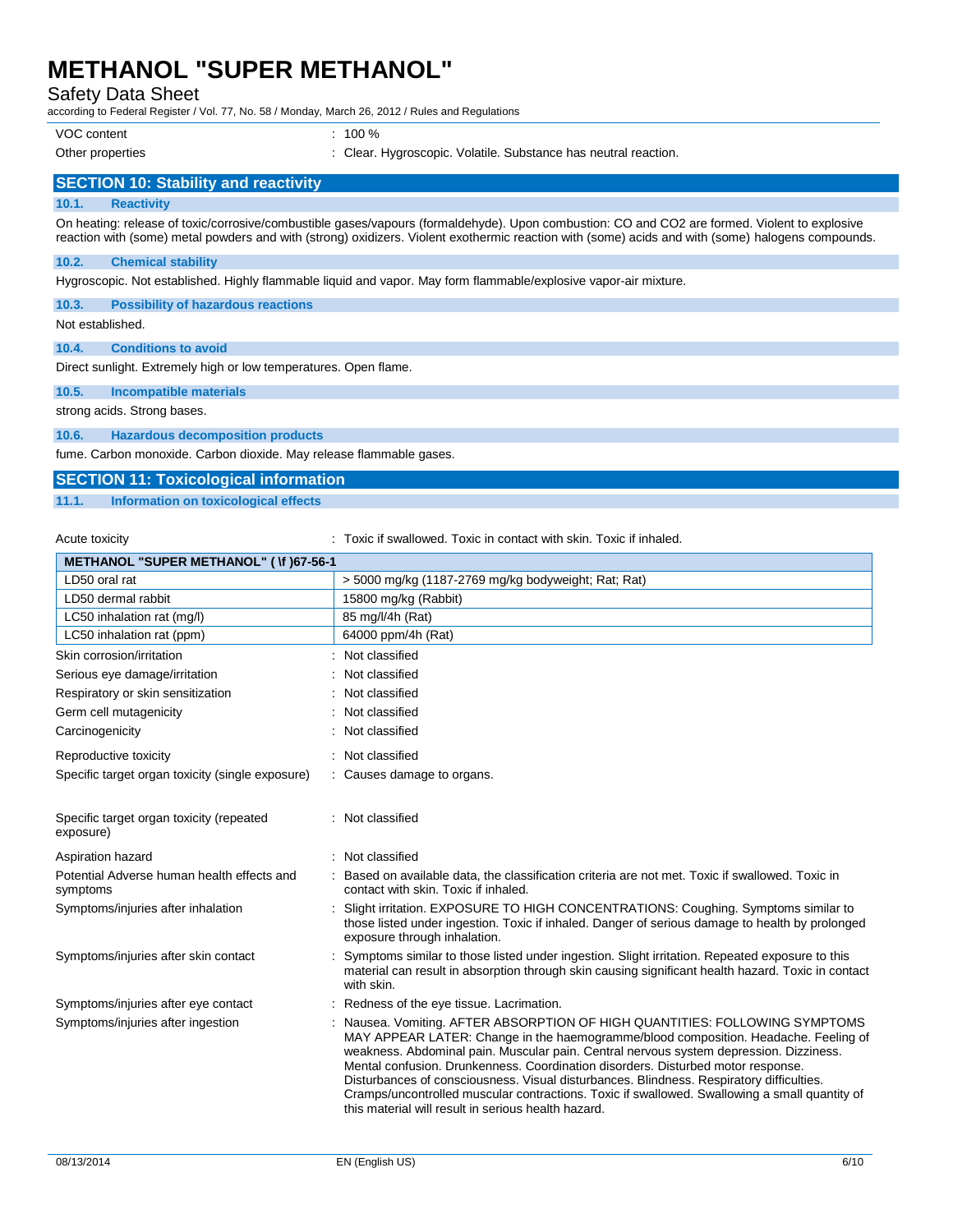| | |
|---|---|
| VOC content | : 100 % |
| Other properties | : Clear. Hygroscopic. Volatile. Substance has neutral reaction. |

## SECTION 10: Stability and reactivity

### 10.1. Reactivity

On heating: release of toxic/corrosive/combustible gases/vapours (formaldehyde). Upon combustion: CO and CO2 are formed. Violent to explosive reaction with (some) metal powders and with (strong) oxidizers. Violent exothermic reaction with (some) acids and with (some) halogens compounds.

### 10.2. Chemical stability

Hygroscopic. Not established. Highly flammable liquid and vapor. May form flammable/explosive vapor-air mixture.

### 10.3. Possibility of hazardous reactions

Not established.

### 10.4. Conditions to avoid

Direct sunlight. Extremely high or low temperatures. Open flame.

### 10.5. Incompatible materials

strong acids. Strong bases.

### 10.6. Hazardous decomposition products

fume. Carbon monoxide. Carbon dioxide. May release flammable gases.

## SECTION 11: Toxicological information

### 11.1. Information on toxicological effects

Acute toxicity : Toxic if swallowed. Toxic in contact with skin. Toxic if inhaled.

| METHANOL "SUPER METHANOL" ( \f )67-56-1 | |
|---|---|
| LD50 oral rat | > 5000 mg/kg (1187-2769 mg/kg bodyweight; Rat; Rat) |
| LD50 dermal rabbit | 15800 mg/kg (Rabbit) |
| LC50 inhalation rat (mg/l) | 85 mg/l/4h (Rat) |
| LC50 inhalation rat (ppm) | 64000 ppm/4h (Rat) |

| | |
|---|---|
| Skin corrosion/irritation | : Not classified |
| Serious eye damage/irritation | : Not classified |
| Respiratory or skin sensitization | : Not classified |
| Germ cell mutagenicity | : Not classified |
| Carcinogenicity | : Not classified |
| Reproductive toxicity | : Not classified |
| Specific target organ toxicity (single exposure) | : Causes damage to organs. |
| Specific target organ toxicity (repeated exposure) | : Not classified |
| Aspiration hazard | : Not classified |
| Potential Adverse human health effects and symptoms | : Based on available data, the classification criteria are not met. Toxic if swallowed. Toxic in contact with skin. Toxic if inhaled. |
| Symptoms/injuries after inhalation | : Slight irritation. EXPOSURE TO HIGH CONCENTRATIONS: Coughing. Symptoms similar to those listed under ingestion. Toxic if inhaled. Danger of serious damage to health by prolonged exposure through inhalation. |
| Symptoms/injuries after skin contact | : Symptoms similar to those listed under ingestion. Slight irritation. Repeated exposure to this material can result in absorption through skin causing significant health hazard. Toxic in contact with skin. |
| Symptoms/injuries after eye contact | : Redness of the eye tissue. Lacrimation. |
| Symptoms/injuries after ingestion | : Nausea. Vomiting. AFTER ABSORPTION OF HIGH QUANTITIES: FOLLOWING SYMPTOMS MAY APPEAR LATER: Change in the haemogramme/blood composition. Headache. Feeling of weakness. Abdominal pain. Muscular pain. Central nervous system depression. Dizziness. Mental confusion. Drunkenness. Coordination disorders. Disturbed motor response. Disturbances of consciousness. Visual disturbances. Blindness. Respiratory difficulties. Cramps/uncontrolled muscular contractions. Toxic if swallowed. Swallowing a small quantity of this material will result in serious health hazard. |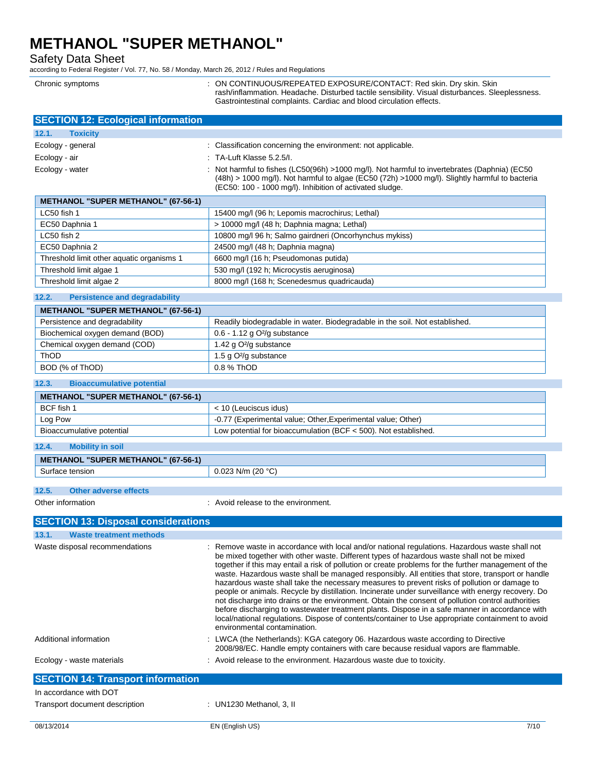| | |
|---|---|
| Chronic symptoms | : ON CONTINUOUS/REPEATED EXPOSURE/CONTACT: Red skin. Dry skin. Skin rash/inflammation. Headache. Disturbed tactile sensibility. Visual disturbances. Sleeplessness. Gastrointestinal complaints. Cardiac and blood circulation effects. |

## SECTION 12: Ecological information

### 12.1. Toxicity

| | |
|---|---|
| Ecology - general | : Classification concerning the environment: not applicable. |
| Ecology - air | : TA-Luft Klasse 5.2.5/I. |
| Ecology - water | : Not harmful to fishes (LC50(96h) >1000 mg/l). Not harmful to invertebrates (Daphnia) (EC50 (48h) > 1000 mg/l). Not harmful to algae (EC50 (72h) >1000 mg/l). Slightly harmful to bacteria (EC50: 100 - 1000 mg/l). Inhibition of activated sludge. |

| METHANOL "SUPER METHANOL" (67-56-1) | |
|---|---|
| LC50 fish 1 | 15400 mg/l (96 h; Lepomis macrochirus; Lethal) |
| EC50 Daphnia 1 | > 10000 mg/l (48 h; Daphnia magna; Lethal) |
| LC50 fish 2 | 10800 mg/l 96 h; Salmo gairdneri (Oncorhynchus mykiss) |
| EC50 Daphnia 2 | 24500 mg/l (48 h; Daphnia magna) |
| Threshold limit other aquatic organisms 1 | 6600 mg/l (16 h; Pseudomonas putida) |
| Threshold limit algae 1 | 530 mg/l (192 h; Microcystis aeruginosa) |
| Threshold limit algae 2 | 8000 mg/l (168 h; Scenedesmus quadricauda) |

### 12.2. Persistence and degradability

| METHANOL "SUPER METHANOL" (67-56-1) | |
|---|---|
| Persistence and degradability | Readily biodegradable in water. Biodegradable in the soil. Not established. |
| Biochemical oxygen demand (BOD) | 0.6 - 1.12 g O²/g substance |
| Chemical oxygen demand (COD) | 1.42 g O²/g substance |
| ThOD | 1.5 g O²/g substance |
| BOD (% of ThOD) | 0.8 % ThOD |

### 12.3. Bioaccumulative potential

| METHANOL "SUPER METHANOL" (67-56-1) | |
|---|---|
| BCF fish 1 | < 10 (Leuciscus idus) |
| Log Pow | -0.77 (Experimental value; Other,Experimental value; Other) |
| Bioaccumulative potential | Low potential for bioaccumulation (BCF < 500). Not established. |

### 12.4. Mobility in soil

| METHANOL "SUPER METHANOL" (67-56-1) | |
|---|---|
| Surface tension | 0.023 N/m (20 °C) |

### 12.5. Other adverse effects

| | |
|---|---|
| Other information | : Avoid release to the environment. |

## SECTION 13: Disposal considerations

### 13.1. Waste treatment methods

| | |
|---|---|
| Waste disposal recommendations | : Remove waste in accordance with local and/or national regulations. Hazardous waste shall not be mixed together with other waste. Different types of hazardous waste shall not be mixed together if this may entail a risk of pollution or create problems for the further management of the waste. Hazardous waste shall be managed responsibly. All entities that store, transport or handle hazardous waste shall take the necessary measures to prevent risks of pollution or damage to people or animals. Recycle by distillation. Incinerate under surveillance with energy recovery. Do not discharge into drains or the environment. Obtain the consent of pollution control authorities before discharging to wastewater treatment plants. Dispose in a safe manner in accordance with local/national regulations. Dispose of contents/container to Use appropriate containment to avoid environmental contamination. |
| Additional information | : LWCA (the Netherlands): KGA category 06. Hazardous waste according to Directive 2008/98/EC. Handle empty containers with care because residual vapors are flammable. |
| Ecology - waste materials | : Avoid release to the environment. Hazardous waste due to toxicity. |

## SECTION 14: Transport information

In accordance with DOT

| | |
|---|---|
| Transport document description | : UN1230 Methanol, 3, II |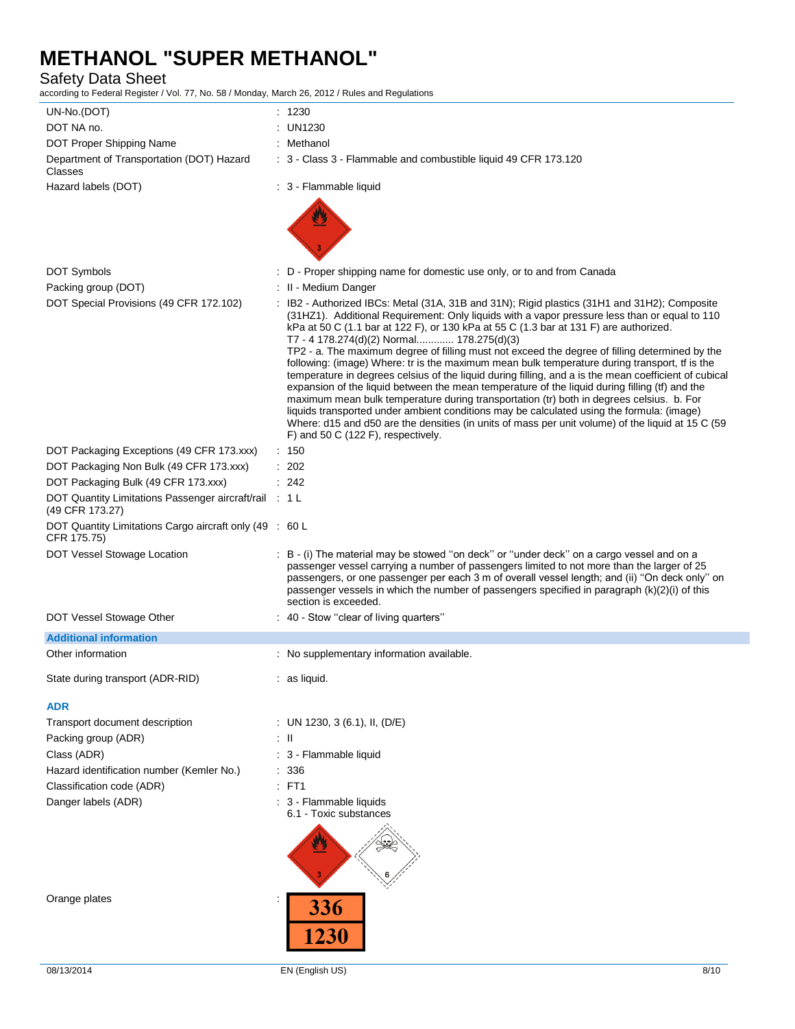| | |
|---|---|
| UN-No.(DOT) | : 1230 |
| DOT NA no. | : UN1230 |
| DOT Proper Shipping Name | : Methanol |
| Department of Transportation (DOT) Hazard Classes | : 3 - Class 3 - Flammable and combustible liquid 49 CFR 173.120 |
| Hazard labels (DOT) | : 3 - Flammable liquid |
| DOT Symbols | : D - Proper shipping name for domestic use only, or to and from Canada |
| Packing group (DOT) | : II - Medium Danger |
| DOT Special Provisions (49 CFR 172.102) | : IB2 - Authorized IBCs: Metal (31A, 31B and 31N); Rigid plastics (31H1 and 31H2); Composite (31HZ1). Additional Requirement: Only liquids with a vapor pressure less than or equal to 110 kPa at 50 C (1.1 bar at 122 F), or 130 kPa at 55 C (1.3 bar at 131 F) are authorized.<br>T7 - 4 178.274(d)(2) Normal............ 178.275(d)(3)<br>TP2 - a. The maximum degree of filling must not exceed the degree of filling determined by the following: (image) Where: tr is the maximum mean bulk temperature during transport, tf is the temperature in degrees celsius of the liquid during filling, and a is the mean coefficient of cubical expansion of the liquid between the mean temperature of the liquid during filling (tf) and the maximum mean bulk temperature during transportation (tr) both in degrees celsius. b. For liquids transported under ambient conditions may be calculated using the formula: (image) Where: d15 and d50 are the densities (in units of mass per unit volume) of the liquid at 15 C (59 F) and 50 C (122 F), respectively. |
| DOT Packaging Exceptions (49 CFR 173.xxx) | : 150 |
| DOT Packaging Non Bulk (49 CFR 173.xxx) | : 202 |
| DOT Packaging Bulk (49 CFR 173.xxx) | : 242 |
| DOT Quantity Limitations Passenger aircraft/rail (49 CFR 173.27) | : 1 L |
| DOT Quantity Limitations Cargo aircraft only (49 CFR 175.75) | : 60 L |
| DOT Vessel Stowage Location | : B - (i) The material may be stowed ''on deck'' or ''under deck'' on a cargo vessel and on a passenger vessel carrying a number of passengers limited to not more than the larger of 25 passengers, or one passenger per each 3 m of overall vessel length; and (ii) ''On deck only'' on passenger vessels in which the number of passengers specified in paragraph (k)(2)(i) of this section is exceeded. |
| DOT Vessel Stowage Other | : 40 - Stow ''clear of living quarters'' |

### Additional information

| | |
|---|---|
| Other information | : No supplementary information available. |
| State during transport (ADR-RID) | : as liquid. |

#### ADR

| | |
|---|---|
| Transport document description | : UN 1230, 3 (6.1), II, (D/E) |
| Packing group (ADR) | : II |
| Class (ADR) | : 3 - Flammable liquid |
| Hazard identification number (Kemler No.) | : 336 |
| Classification code (ADR) | : FT1 |
| Danger labels (ADR) | : 3 - Flammable liquids<br>6.1 - Toxic substances |
| Orange plates | : 336<br>1230 |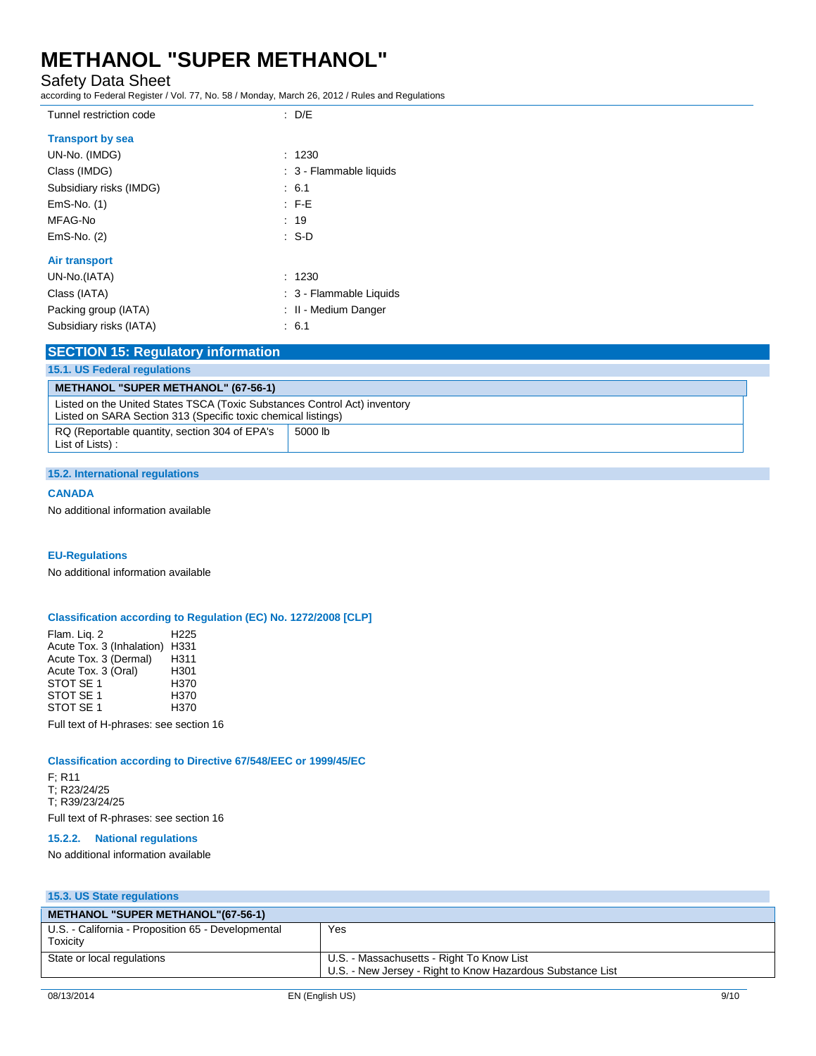| | |
|---|---|
| Tunnel restriction code | : D/E |

**Transport by sea**

| | |
|---|---|
| UN-No. (IMDG) | : 1230 |
| Class (IMDG) | : 3 - Flammable liquids |
| Subsidiary risks (IMDG) | : 6.1 |
| EmS-No. (1) | : F-E |
| MFAG-No | : 19 |
| EmS-No. (2) | : S-D |

**Air transport**

| | |
|---|---|
| UN-No.(IATA) | : 1230 |
| Class (IATA) | : 3 - Flammable Liquids |
| Packing group (IATA) | : II - Medium Danger |
| Subsidiary risks (IATA) | : 6.1 |

## SECTION 15: Regulatory information

### 15.1. US Federal regulations

| METHANOL "SUPER METHANOL" (67-56-1) | |
|---|---|
| Listed on the United States TSCA (Toxic Substances Control Act) inventory<br>Listed on SARA Section 313 (Specific toxic chemical listings) | |
| RQ (Reportable quantity, section 304 of EPA's List of Lists) : | 5000 lb |

### 15.2. International regulations

**CANADA**

No additional information available

**EU-Regulations**

No additional information available

**Classification according to Regulation (EC) No. 1272/2008 [CLP]**

| | |
|---|---|
| Flam. Liq. 2 | H225 |
| Acute Tox. 3 (Inhalation) | H331 |
| Acute Tox. 3 (Dermal) | H311 |
| Acute Tox. 3 (Oral) | H301 |
| STOT SE 1 | H370 |
| STOT SE 1 | H370 |
| STOT SE 1 | H370 |

Full text of H-phrases: see section 16

**Classification according to Directive 67/548/EEC or 1999/45/EC**

F; R11
T; R23/24/25
T; R39/23/24/25

Full text of R-phrases: see section 16

**15.2.2. National regulations**

No additional information available

### 15.3. US State regulations

| METHANOL "SUPER METHANOL"(67-56-1) | |
|---|---|
| U.S. - California - Proposition 65 - Developmental Toxicity | Yes |
| State or local regulations | U.S. - Massachusetts - Right To Know List<br>U.S. - New Jersey - Right to Know Hazardous Substance List |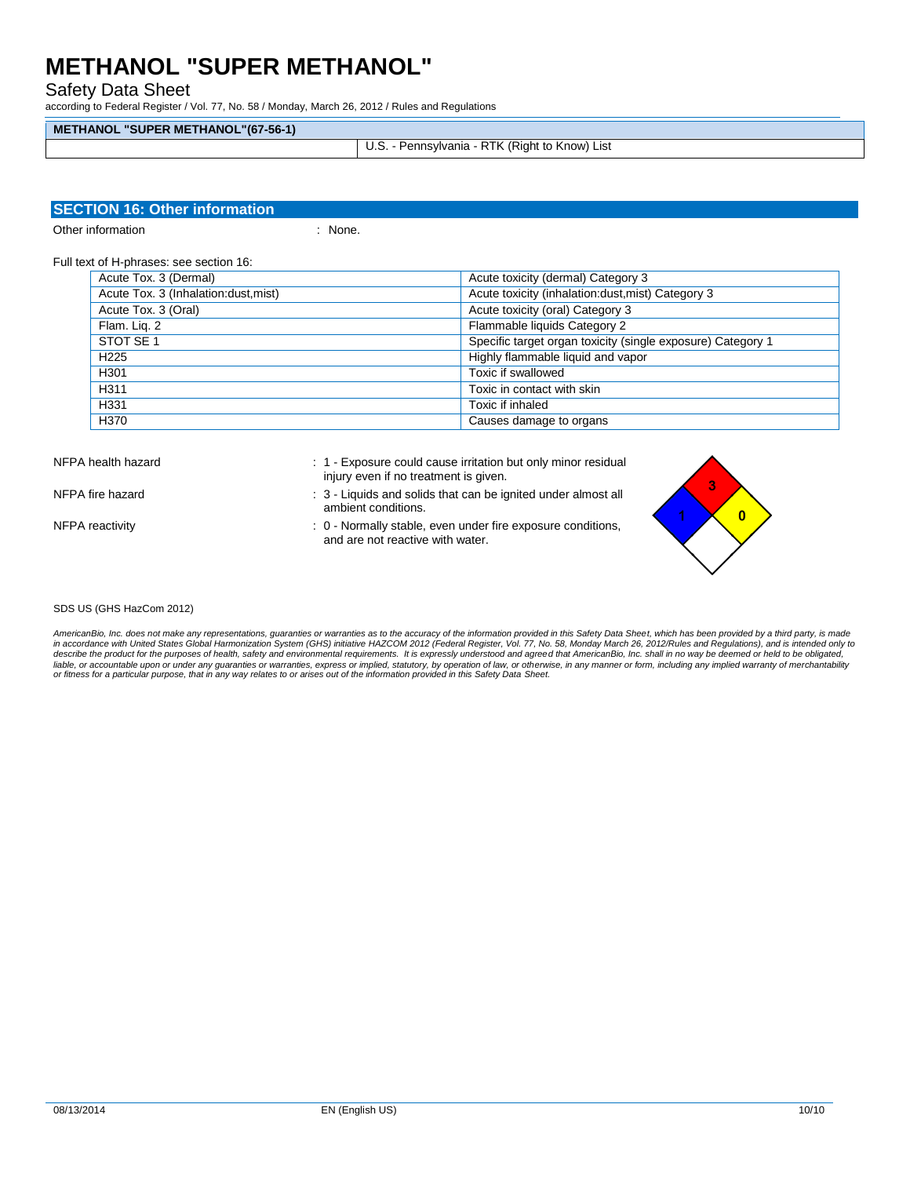| METHANOL "SUPER METHANOL"(67-56-1) | |
|---|---|
| | U.S. - Pennsylvania - RTK (Right to Know) List |

## SECTION 16: Other information

Other information : None.

Full text of H-phrases: see section 16:

| | |
|---|---|
| Acute Tox. 3 (Dermal) | Acute toxicity (dermal) Category 3 |
| Acute Tox. 3 (Inhalation:dust,mist) | Acute toxicity (inhalation:dust,mist) Category 3 |
| Acute Tox. 3 (Oral) | Acute toxicity (oral) Category 3 |
| Flam. Liq. 2 | Flammable liquids Category 2 |
| STOT SE 1 | Specific target organ toxicity (single exposure) Category 1 |
| H225 | Highly flammable liquid and vapor |
| H301 | Toxic if swallowed |
| H311 | Toxic in contact with skin |
| H331 | Toxic if inhaled |
| H370 | Causes damage to organs |

NFPA health hazard : 1 - Exposure could cause irritation but only minor residual injury even if no treatment is given.

NFPA fire hazard : 3 - Liquids and solids that can be ignited under almost all ambient conditions.

NFPA reactivity : 0 - Normally stable, even under fire exposure conditions, and are not reactive with water.

3
1
0

SDS US (GHS HazCom 2012)

*AmericanBio, Inc. does not make any representations, guaranties or warranties as to the accuracy of the information provided in this Safety Data Sheet, which has been provided by a third party, is made in accordance with United States Global Harmonization System (GHS) initiative HAZCOM 2012 (Federal Register, Vol. 77, No. 58, Monday March 26, 2012/Rules and Regulations), and is intended only to describe the product for the purposes of health, safety and environmental requirements. It is expressly understood and agreed that AmericanBio, Inc. shall in no way be deemed or held to be obligated, liable, or accountable upon or under any guaranties or warranties, express or implied, statutory, by operation of law, or otherwise, in any manner or form, including any implied warranty of merchantability or fitness for a particular purpose, that in any way relates to or arises out of the information provided in this Safety Data Sheet.*